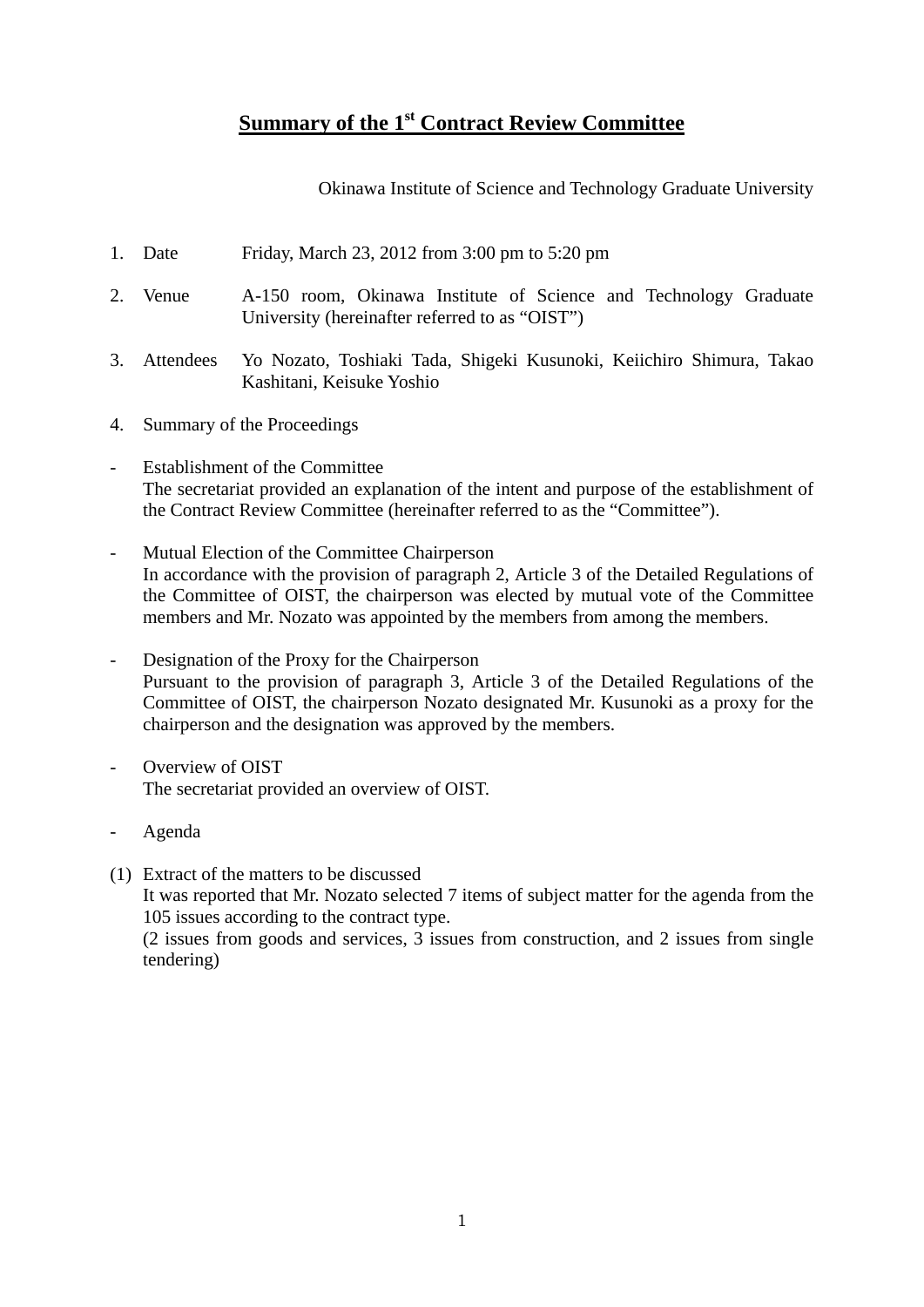# **Summary of the 1st Contract Review Committee**

Okinawa Institute of Science and Technology Graduate University

1. Date Friday, March 23, 2012 from 3:00 pm to 5:20 pm

2. Venue A-150 room, Okinawa Institute of Science and Technology Graduate University (hereinafter referred to as "OIST")

3. Attendees Yo Nozato, Toshiaki Tada, Shigeki Kusunoki, Keiichiro Shimura, Takao Kashitani, Keisuke Yoshio

4. Summary of the Proceedings

- Establishment of the Committee
  The secretariat provided an explanation of the intent and purpose of the establishment of the Contract Review Committee (hereinafter referred to as the "Committee").

- Mutual Election of the Committee Chairperson
  In accordance with the provision of paragraph 2, Article 3 of the Detailed Regulations of the Committee of OIST, the chairperson was elected by mutual vote of the Committee members and Mr. Nozato was appointed by the members from among the members.

- Designation of the Proxy for the Chairperson
  Pursuant to the provision of paragraph 3, Article 3 of the Detailed Regulations of the Committee of OIST, the chairperson Nozato designated Mr. Kusunoki as a proxy for the chairperson and the designation was approved by the members.

- Overview of OIST
  The secretariat provided an overview of OIST.

- Agenda

(1) Extract of the matters to be discussed
It was reported that Mr. Nozato selected 7 items of subject matter for the agenda from the 105 issues according to the contract type.
(2 issues from goods and services, 3 issues from construction, and 2 issues from single tendering)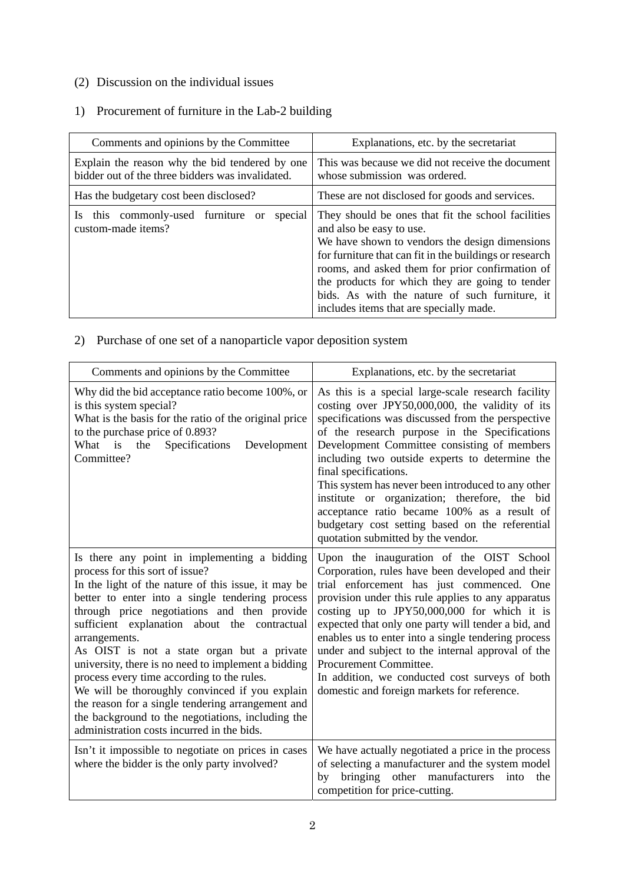## (2) Discussion on the individual issues

### 1) Procurement of furniture in the Lab-2 building

| Comments and opinions by the Committee | Explanations, etc. by the secretariat |
|---|---|
| Explain the reason why the bid tendered by one bidder out of the three bidders was invalidated. | This was because we did not receive the document whose submission was ordered. |
| Has the budgetary cost been disclosed? | These are not disclosed for goods and services. |
| Is this commonly-used furniture or special custom-made items? | They should be ones that fit the school facilities and also be easy to use.<br>We have shown to vendors the design dimensions for furniture that can fit in the buildings or research rooms, and asked them for prior confirmation of the products for which they are going to tender bids. As with the nature of such furniture, it includes items that are specially made. |

### 2) Purchase of one set of a nanoparticle vapor deposition system

| Comments and opinions by the Committee | Explanations, etc. by the secretariat |
|---|---|
| Why did the bid acceptance ratio become 100%, or is this system special?<br>What is the basis for the ratio of the original price to the purchase price of 0.893?<br>What is the Specifications Development Committee? | As this is a special large-scale research facility costing over JPY50,000,000, the validity of its specifications was discussed from the perspective of the research purpose in the Specifications Development Committee consisting of members including two outside experts to determine the final specifications.<br>This system has never been introduced to any other institute or organization; therefore, the bid acceptance ratio became 100% as a result of budgetary cost setting based on the referential quotation submitted by the vendor. |
| Is there any point in implementing a bidding process for this sort of issue?<br>In the light of the nature of this issue, it may be better to enter into a single tendering process through price negotiations and then provide sufficient explanation about the contractual arrangements.<br>As OIST is not a state organ but a private university, there is no need to implement a bidding process every time according to the rules.<br>We will be thoroughly convinced if you explain the reason for a single tendering arrangement and the background to the negotiations, including the administration costs incurred in the bids. | Upon the inauguration of the OIST School Corporation, rules have been developed and their trial enforcement has just commenced. One provision under this rule applies to any apparatus costing up to JPY50,000,000 for which it is expected that only one party will tender a bid, and enables us to enter into a single tendering process under and subject to the internal approval of the Procurement Committee.<br>In addition, we conducted cost surveys of both domestic and foreign markets for reference. |
| Isn't it impossible to negotiate on prices in cases where the bidder is the only party involved? | We have actually negotiated a price in the process of selecting a manufacturer and the system model by bringing other manufacturers into the competition for price-cutting. |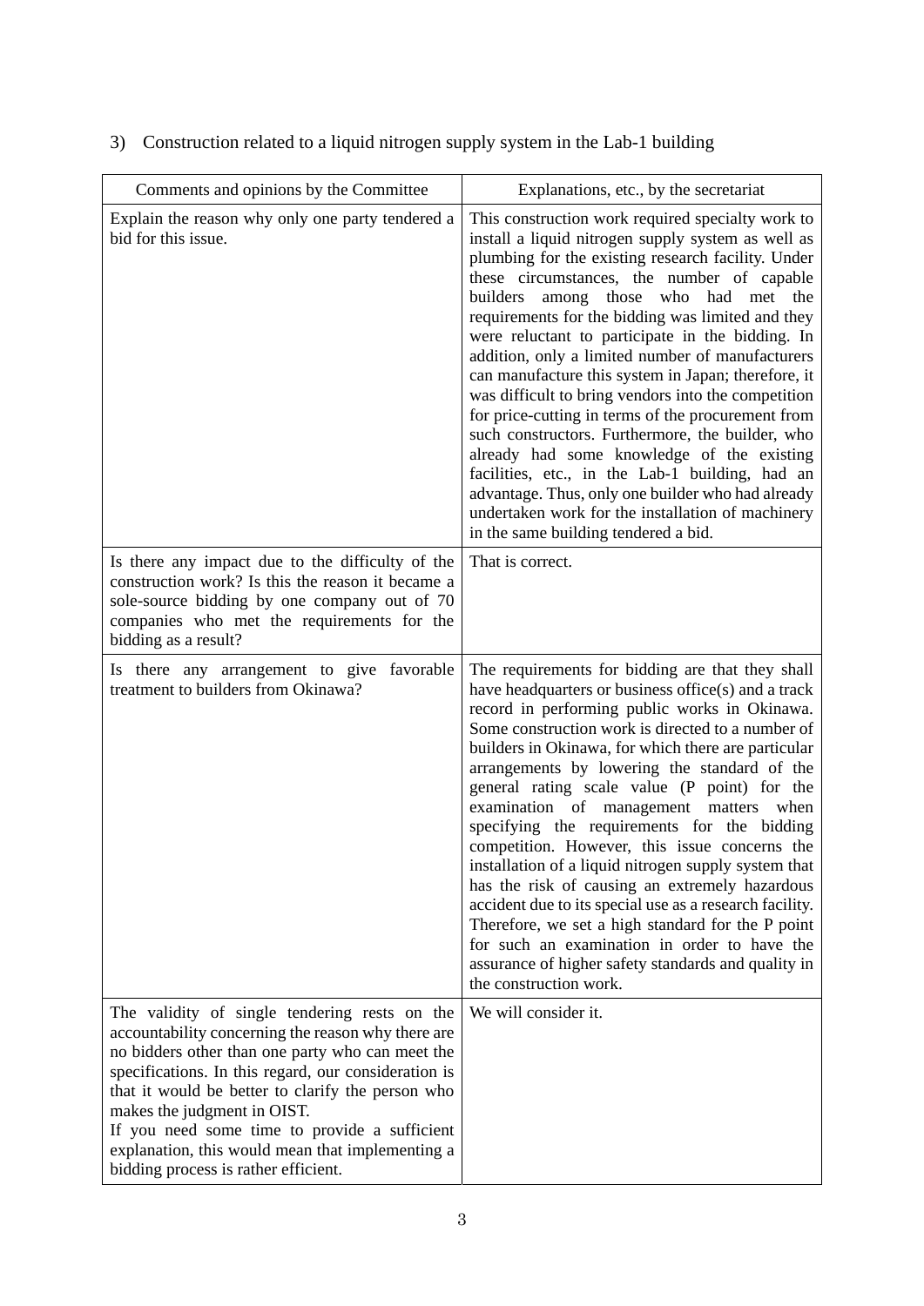3) Construction related to a liquid nitrogen supply system in the Lab-1 building

| Comments and opinions by the Committee | Explanations, etc., by the secretariat |
| --- | --- |
| Explain the reason why only one party tendered a bid for this issue. | This construction work required specialty work to install a liquid nitrogen supply system as well as plumbing for the existing research facility. Under these circumstances, the number of capable builders among those who had met the requirements for the bidding was limited and they were reluctant to participate in the bidding. In addition, only a limited number of manufacturers can manufacture this system in Japan; therefore, it was difficult to bring vendors into the competition for price-cutting in terms of the procurement from such constructors. Furthermore, the builder, who already had some knowledge of the existing facilities, etc., in the Lab-1 building, had an advantage. Thus, only one builder who had already undertaken work for the installation of machinery in the same building tendered a bid. |
| Is there any impact due to the difficulty of the construction work? Is this the reason it became a sole-source bidding by one company out of 70 companies who met the requirements for the bidding as a result? | That is correct. |
| Is there any arrangement to give favorable treatment to builders from Okinawa? | The requirements for bidding are that they shall have headquarters or business office(s) and a track record in performing public works in Okinawa. Some construction work is directed to a number of builders in Okinawa, for which there are particular arrangements by lowering the standard of the general rating scale value (P point) for the examination of management matters when specifying the requirements for the bidding competition. However, this issue concerns the installation of a liquid nitrogen supply system that has the risk of causing an extremely hazardous accident due to its special use as a research facility. Therefore, we set a high standard for the P point for such an examination in order to have the assurance of higher safety standards and quality in the construction work. |
| The validity of single tendering rests on the accountability concerning the reason why there are no bidders other than one party who can meet the specifications. In this regard, our consideration is that it would be better to clarify the person who makes the judgment in OIST.<br>If you need some time to provide a sufficient explanation, this would mean that implementing a bidding process is rather efficient. | We will consider it. |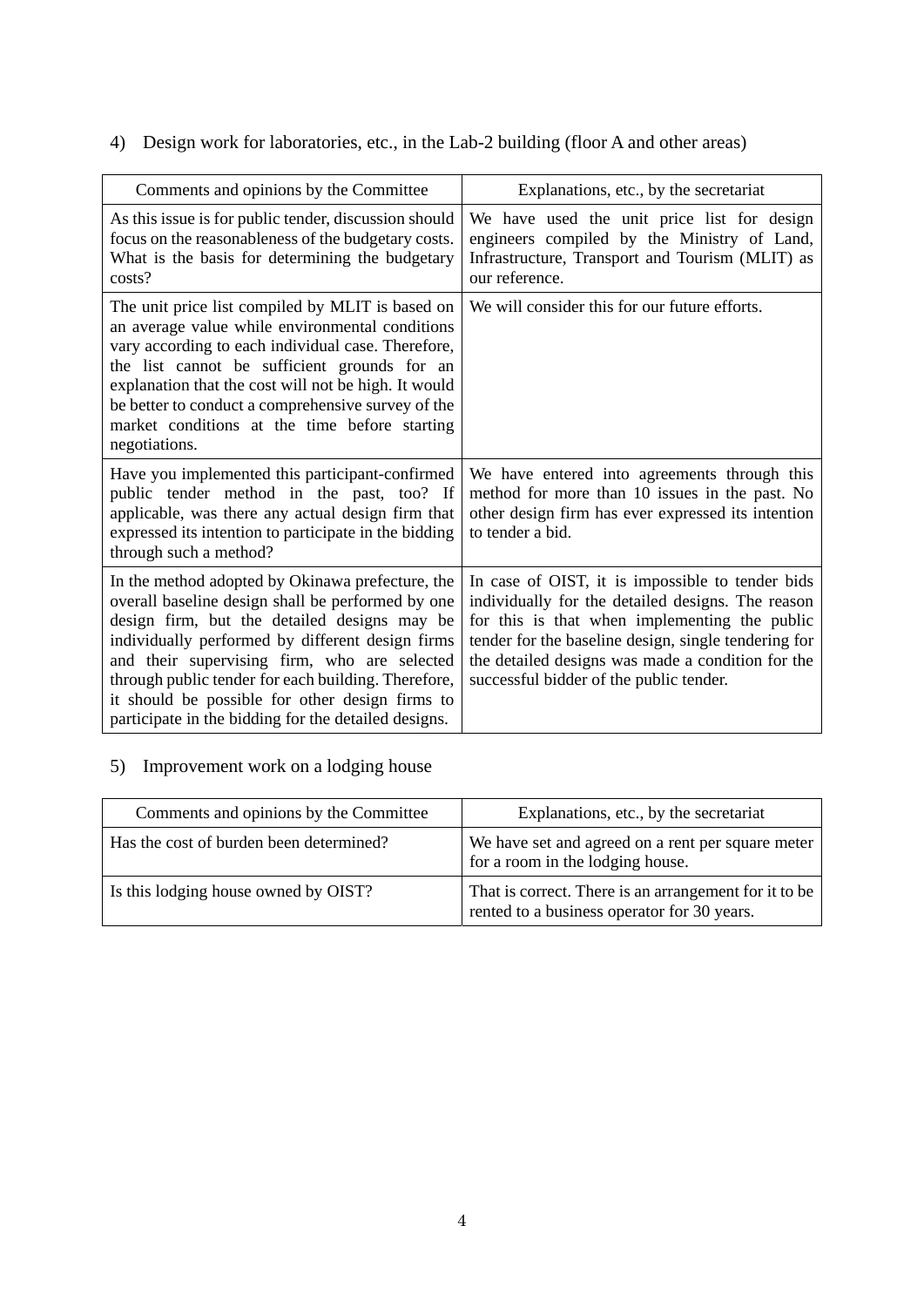4) Design work for laboratories, etc., in the Lab-2 building (floor A and other areas)

| Comments and opinions by the Committee | Explanations, etc., by the secretariat |
|---|---|
| As this issue is for public tender, discussion should focus on the reasonableness of the budgetary costs. What is the basis for determining the budgetary costs? | We have used the unit price list for design engineers compiled by the Ministry of Land, Infrastructure, Transport and Tourism (MLIT) as our reference. |
| The unit price list compiled by MLIT is based on an average value while environmental conditions vary according to each individual case. Therefore, the list cannot be sufficient grounds for an explanation that the cost will not be high. It would be better to conduct a comprehensive survey of the market conditions at the time before starting negotiations. | We will consider this for our future efforts. |
| Have you implemented this participant-confirmed public tender method in the past, too? If applicable, was there any actual design firm that expressed its intention to participate in the bidding through such a method? | We have entered into agreements through this method for more than 10 issues in the past. No other design firm has ever expressed its intention to tender a bid. |
| In the method adopted by Okinawa prefecture, the overall baseline design shall be performed by one design firm, but the detailed designs may be individually performed by different design firms and their supervising firm, who are selected through public tender for each building. Therefore, it should be possible for other design firms to participate in the bidding for the detailed designs. | In case of OIST, it is impossible to tender bids individually for the detailed designs. The reason for this is that when implementing the public tender for the baseline design, single tendering for the detailed designs was made a condition for the successful bidder of the public tender. |

5) Improvement work on a lodging house

| Comments and opinions by the Committee | Explanations, etc., by the secretariat |
|---|---|
| Has the cost of burden been determined? | We have set and agreed on a rent per square meter for a room in the lodging house. |
| Is this lodging house owned by OIST? | That is correct. There is an arrangement for it to be rented to a business operator for 30 years. |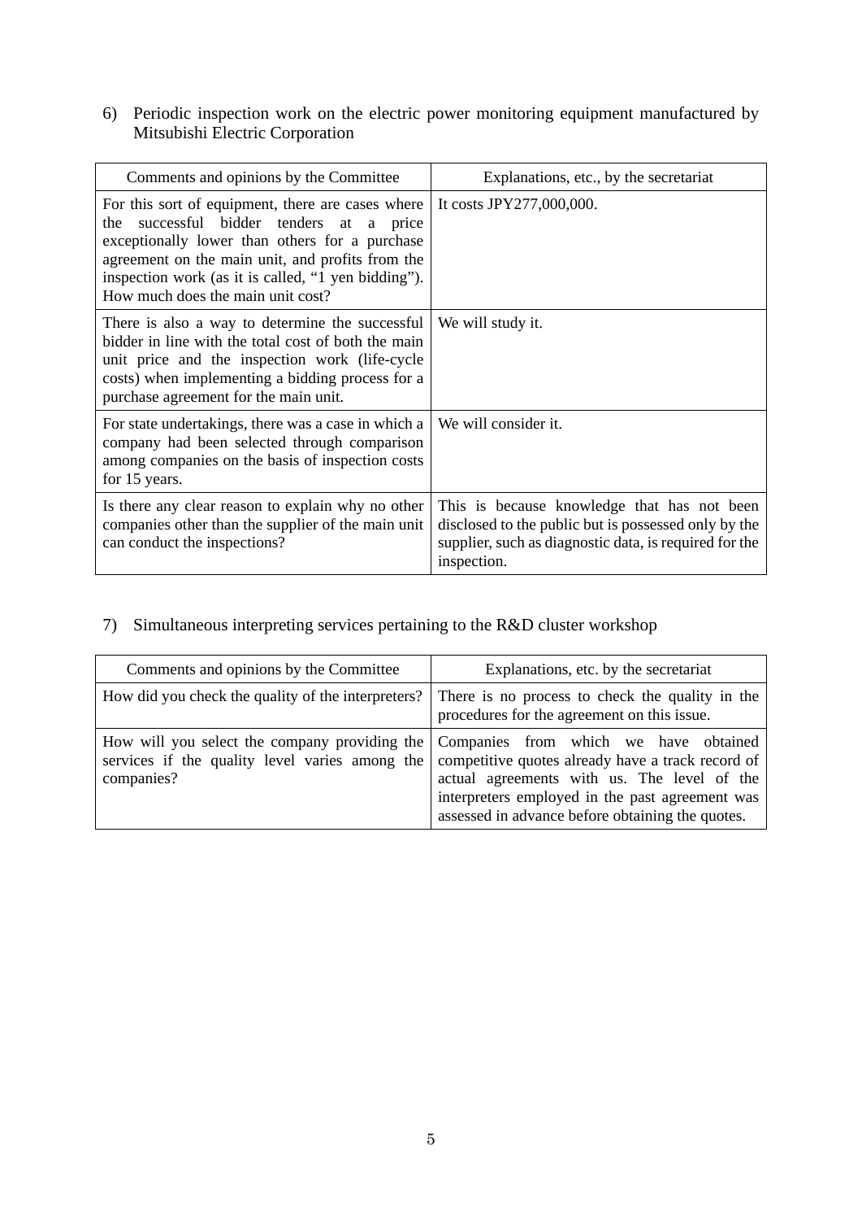6) Periodic inspection work on the electric power monitoring equipment manufactured by Mitsubishi Electric Corporation

| Comments and opinions by the Committee | Explanations, etc., by the secretariat |
| --- | --- |
| For this sort of equipment, there are cases where the successful bidder tenders at a price exceptionally lower than others for a purchase agreement on the main unit, and profits from the inspection work (as it is called, "1 yen bidding"). How much does the main unit cost? | It costs JPY277,000,000. |
| There is also a way to determine the successful bidder in line with the total cost of both the main unit price and the inspection work (life-cycle costs) when implementing a bidding process for a purchase agreement for the main unit. | We will study it. |
| For state undertakings, there was a case in which a company had been selected through comparison among companies on the basis of inspection costs for 15 years. | We will consider it. |
| Is there any clear reason to explain why no other companies other than the supplier of the main unit can conduct the inspections? | This is because knowledge that has not been disclosed to the public but is possessed only by the supplier, such as diagnostic data, is required for the inspection. |

7) Simultaneous interpreting services pertaining to the R&D cluster workshop

| Comments and opinions by the Committee | Explanations, etc. by the secretariat |
| --- | --- |
| How did you check the quality of the interpreters? | There is no process to check the quality in the procedures for the agreement on this issue. |
| How will you select the company providing the services if the quality level varies among the companies? | Companies from which we have obtained competitive quotes already have a track record of actual agreements with us. The level of the interpreters employed in the past agreement was assessed in advance before obtaining the quotes. |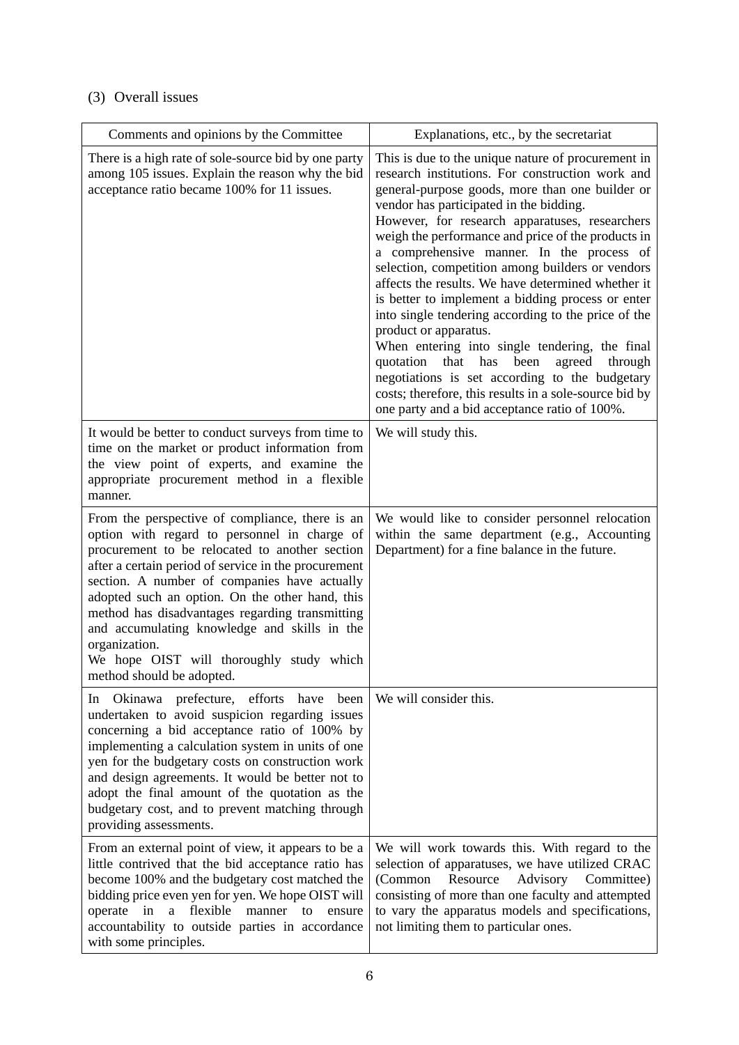### (3) Overall issues

| Comments and opinions by the Committee | Explanations, etc., by the secretariat |
|---|---|
| There is a high rate of sole-source bid by one party among 105 issues. Explain the reason why the bid acceptance ratio became 100% for 11 issues. | This is due to the unique nature of procurement in research institutions. For construction work and general-purpose goods, more than one builder or vendor has participated in the bidding.<br>However, for research apparatuses, researchers weigh the performance and price of the products in a comprehensive manner. In the process of selection, competition among builders or vendors affects the results. We have determined whether it is better to implement a bidding process or enter into single tendering according to the price of the product or apparatus.<br>When entering into single tendering, the final quotation that has been agreed through negotiations is set according to the budgetary costs; therefore, this results in a sole-source bid by one party and a bid acceptance ratio of 100%. |
| It would be better to conduct surveys from time to time on the market or product information from the view point of experts, and examine the appropriate procurement method in a flexible manner. | We will study this. |
| From the perspective of compliance, there is an option with regard to personnel in charge of procurement to be relocated to another section after a certain period of service in the procurement section. A number of companies have actually adopted such an option. On the other hand, this method has disadvantages regarding transmitting and accumulating knowledge and skills in the organization.<br>We hope OIST will thoroughly study which method should be adopted. | We would like to consider personnel relocation within the same department (e.g., Accounting Department) for a fine balance in the future. |
| In Okinawa prefecture, efforts have been undertaken to avoid suspicion regarding issues concerning a bid acceptance ratio of 100% by implementing a calculation system in units of one yen for the budgetary costs on construction work and design agreements. It would be better not to adopt the final amount of the quotation as the budgetary cost, and to prevent matching through providing assessments. | We will consider this. |
| From an external point of view, it appears to be a little contrived that the bid acceptance ratio has become 100% and the budgetary cost matched the bidding price even yen for yen. We hope OIST will operate in a flexible manner to ensure accountability to outside parties in accordance with some principles. | We will work towards this. With regard to the selection of apparatuses, we have utilized CRAC (Common Resource Advisory Committee) consisting of more than one faculty and attempted to vary the apparatus models and specifications, not limiting them to particular ones. |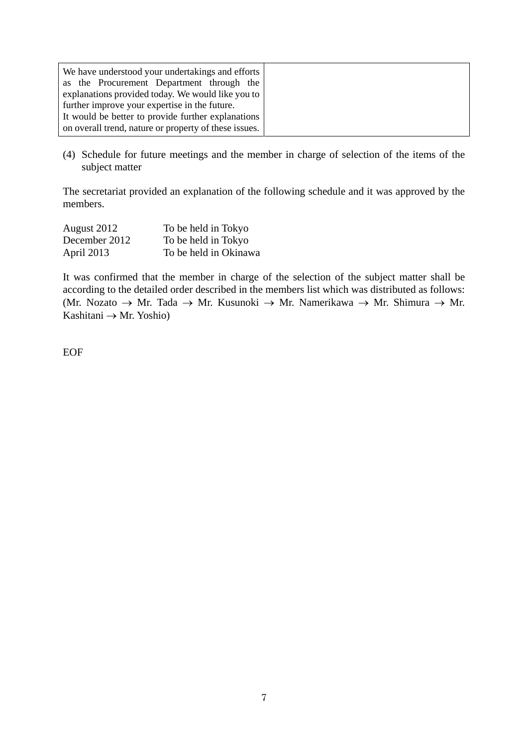| | |
|---|---|
| We have understood your undertakings and efforts as the Procurement Department through the explanations provided today. We would like you to further improve your expertise in the future.<br>It would be better to provide further explanations on overall trend, nature or property of these issues. | |

(4) Schedule for future meetings and the member in charge of selection of the items of the subject matter

The secretariat provided an explanation of the following schedule and it was approved by the members.

| | |
|---|---|
| August 2012 | To be held in Tokyo |
| December 2012 | To be held in Tokyo |
| April 2013 | To be held in Okinawa |

It was confirmed that the member in charge of the selection of the subject matter shall be according to the detailed order described in the members list which was distributed as follows: (Mr. Nozato → Mr. Tada → Mr. Kusunoki → Mr. Namerikawa → Mr. Shimura → Mr. Kashitani → Mr. Yoshio)

EOF